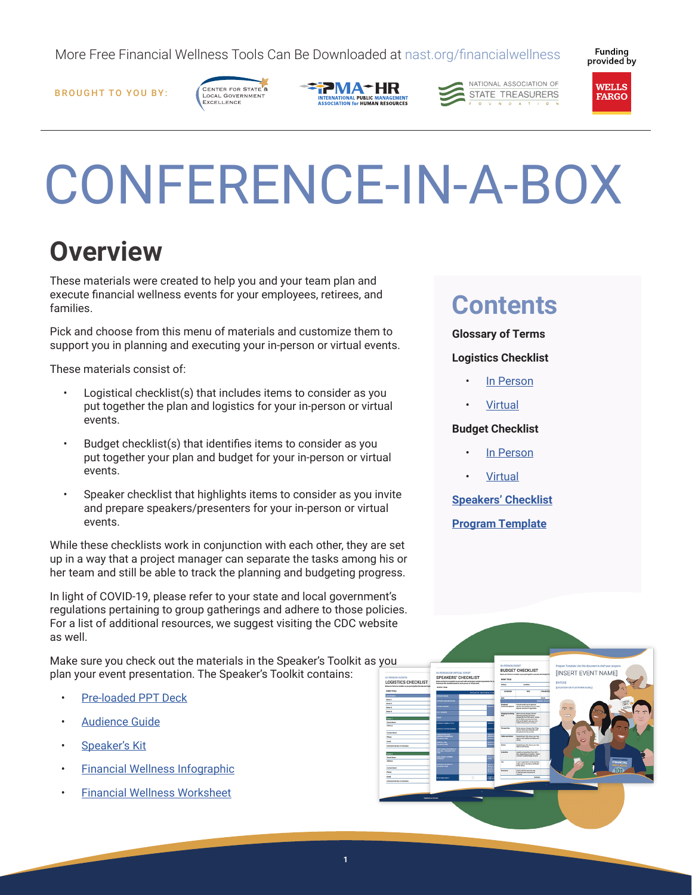More Free Financial Wellness Tools Can Be Downloaded at nast.org/financialwellness

BROUGHT TO YOU BY: Center for State & Local Government Excellence | IPMA-HR International Public Management Association for Human Resources | National Association of State Treasurers Foundation

Funding provided by Wells Fargo

# CONFERENCE-IN-A-BOX

## Overview

These materials were created to help you and your team plan and execute financial wellness events for your employees, retirees, and families.

Pick and choose from this menu of materials and customize them to support you in planning and executing your in-person or virtual events.

These materials consist of:

- Logistical checklist(s) that includes items to consider as you put together the plan and logistics for your in-person or virtual events.
- Budget checklist(s) that identifies items to consider as you put together your plan and budget for your in-person or virtual events.
- Speaker checklist that highlights items to consider as you invite and prepare speakers/presenters for your in-person or virtual events.

While these checklists work in conjunction with each other, they are set up in a way that a project manager can separate the tasks among his or her team and still be able to track the planning and budgeting progress.

In light of COVID-19, please refer to your state and local government's regulations pertaining to group gatherings and adhere to those policies. For a list of additional resources, we suggest visiting the CDC website as well.

Make sure you check out the materials in the Speaker's Toolkit as you plan your event presentation. The Speaker's Toolkit contains:

- Pre-loaded PPT Deck
- Audience Guide
- Speaker's Kit
- Financial Wellness Infographic
- Financial Wellness Worksheet

## Contents

**Glossary of Terms**

**Logistics Checklist**

- In Person
- Virtual

**Budget Checklist**

- In Person
- Virtual

**Speakers' Checklist**

**Program Template**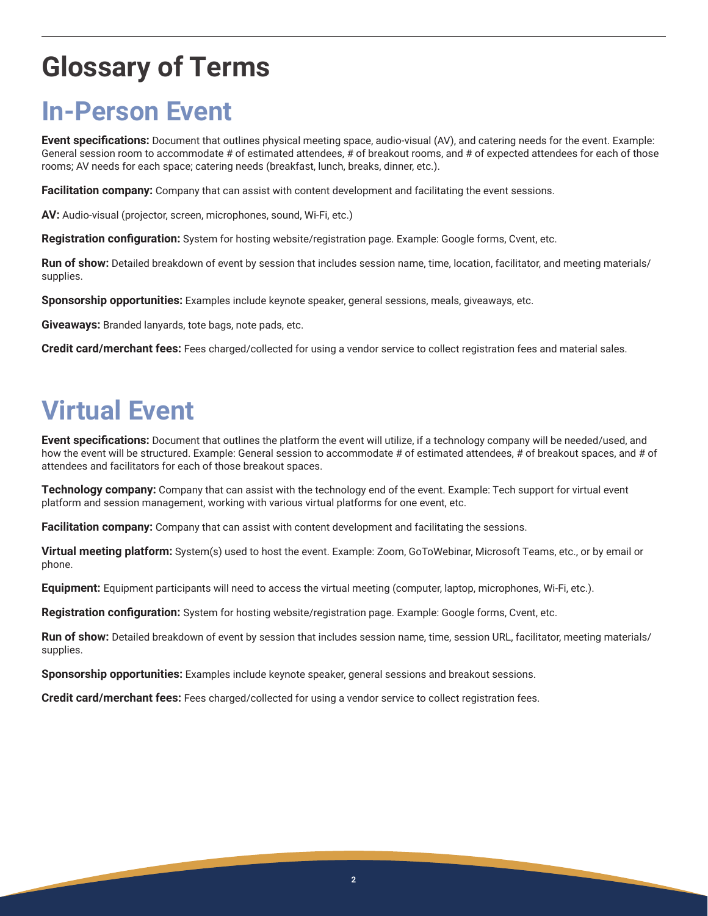# Glossary of Terms

## In-Person Event

**Event specifications:** Document that outlines physical meeting space, audio-visual (AV), and catering needs for the event. Example: General session room to accommodate # of estimated attendees, # of breakout rooms, and # of expected attendees for each of those rooms; AV needs for each space; catering needs (breakfast, lunch, breaks, dinner, etc.).

**Facilitation company:** Company that can assist with content development and facilitating the event sessions.

**AV:** Audio-visual (projector, screen, microphones, sound, Wi-Fi, etc.)

**Registration configuration:** System for hosting website/registration page. Example: Google forms, Cvent, etc.

**Run of show:** Detailed breakdown of event by session that includes session name, time, location, facilitator, and meeting materials/supplies.

**Sponsorship opportunities:** Examples include keynote speaker, general sessions, meals, giveaways, etc.

**Giveaways:** Branded lanyards, tote bags, note pads, etc.

**Credit card/merchant fees:** Fees charged/collected for using a vendor service to collect registration fees and material sales.

## Virtual Event

**Event specifications:** Document that outlines the platform the event will utilize, if a technology company will be needed/used, and how the event will be structured. Example: General session to accommodate # of estimated attendees, # of breakout spaces, and # of attendees and facilitators for each of those breakout spaces.

**Technology company:** Company that can assist with the technology end of the event. Example: Tech support for virtual event platform and session management, working with various virtual platforms for one event, etc.

**Facilitation company:** Company that can assist with content development and facilitating the sessions.

**Virtual meeting platform:** System(s) used to host the event. Example: Zoom, GoToWebinar, Microsoft Teams, etc., or by email or phone.

**Equipment:** Equipment participants will need to access the virtual meeting (computer, laptop, microphones, Wi-Fi, etc.).

**Registration configuration:** System for hosting website/registration page. Example: Google forms, Cvent, etc.

**Run of show:** Detailed breakdown of event by session that includes session name, time, session URL, facilitator, meeting materials/supplies.

**Sponsorship opportunities:** Examples include keynote speaker, general sessions and breakout sessions.

**Credit card/merchant fees:** Fees charged/collected for using a vendor service to collect registration fees.